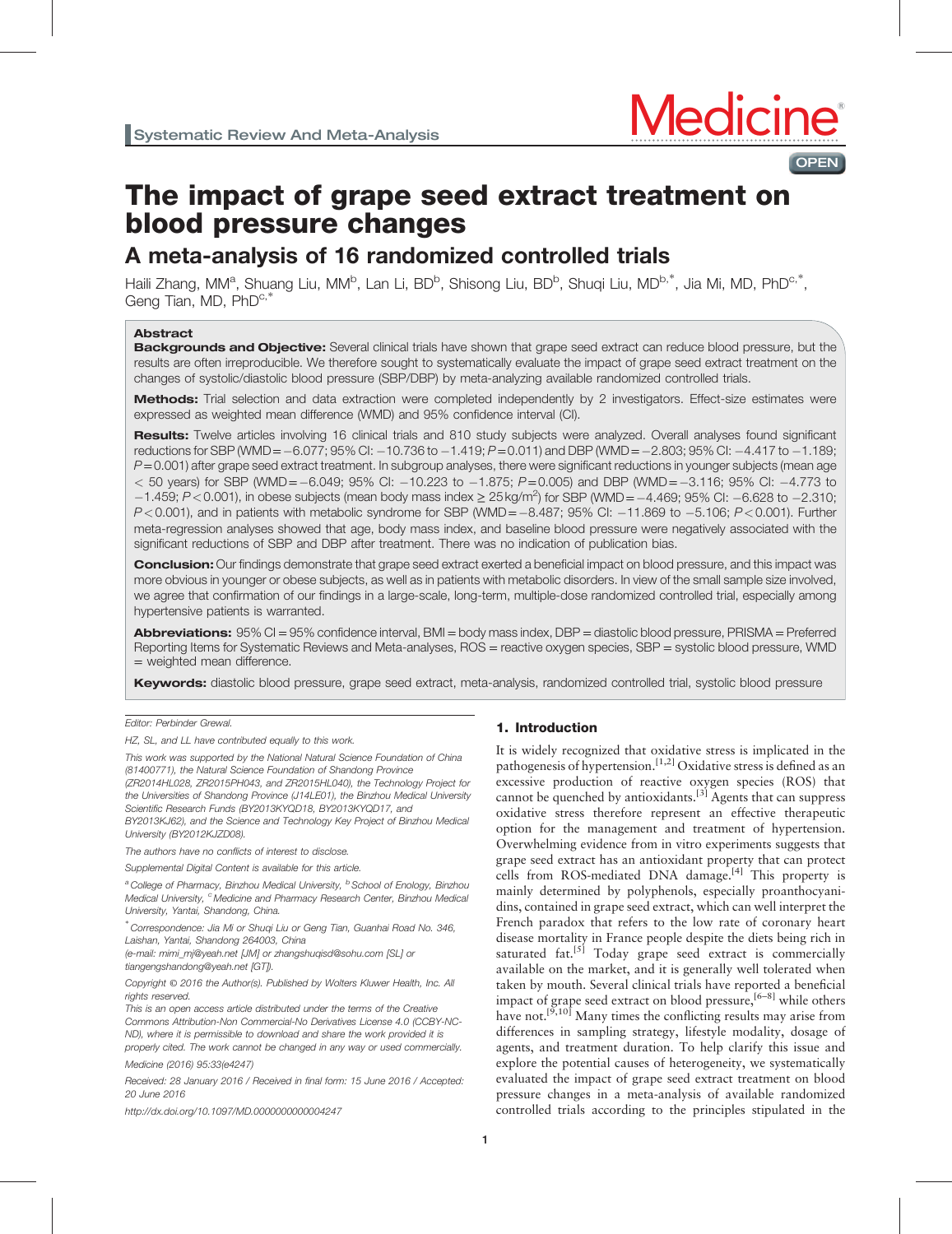Systematic Review And Meta-Analysis

# The impact of grape seed extract treatment on blood pressure changes

## A meta-analysis of 16 randomized controlled trials

Haili Zhang, MM[a], Shuang Liu, MM[b], Lan Li, BD[b], Shisong Liu, BD[b], Shuqi Liu, MD[b,*], Jia Mi, MD, PhD[c,*], Geng Tian, MD, PhD[c,*]

### Abstract

**Backgrounds and Objective:** Several clinical trials have shown that grape seed extract can reduce blood pressure, but the results are often irreproducible. We therefore sought to systematically evaluate the impact of grape seed extract treatment on the changes of systolic/diastolic blood pressure (SBP/DBP) by meta-analyzing available randomized controlled trials.

**Methods:** Trial selection and data extraction were completed independently by 2 investigators. Effect-size estimates were expressed as weighted mean difference (WMD) and 95% confidence interval (CI).

**Results:** Twelve articles involving 16 clinical trials and 810 study subjects were analyzed. Overall analyses found significant reductions for SBP (WMD = −6.077; 95% CI: −10.736 to −1.419; $P$ = 0.011) and DBP (WMD = −2.803; 95% CI: −4.417 to −1.189; $P$ = 0.001) after grape seed extract treatment. In subgroup analyses, there were significant reductions in younger subjects (mean age $<$ 50 years) for SBP (WMD = −6.049; 95% CI: −10.223 to −1.875; $P$ = 0.005) and DBP (WMD = −3.116; 95% CI: −4.773 to −1.459; $P$ < 0.001), in obese subjects (mean body mass index ≥ 25 kg/m$^2$) for SBP (WMD = −4.469; 95% CI: −6.628 to −2.310; $P$ < 0.001), and in patients with metabolic syndrome for SBP (WMD = −8.487; 95% CI: −11.869 to −5.106; $P$ < 0.001). Further meta-regression analyses showed that age, body mass index, and baseline blood pressure were negatively associated with the significant reductions of SBP and DBP after treatment. There was no indication of publication bias.

**Conclusion:** Our findings demonstrate that grape seed extract exerted a beneficial impact on blood pressure, and this impact was more obvious in younger or obese subjects, as well as in patients with metabolic disorders. In view of the small sample size involved, we agree that confirmation of our findings in a large-scale, long-term, multiple-dose randomized controlled trial, especially among hypertensive patients is warranted.

**Abbreviations:** 95% CI = 95% confidence interval, BMI = body mass index, DBP = diastolic blood pressure, PRISMA = Preferred Reporting Items for Systematic Reviews and Meta-analyses, ROS = reactive oxygen species, SBP = systolic blood pressure, WMD = weighted mean difference.

**Keywords:** diastolic blood pressure, grape seed extract, meta-analysis, randomized controlled trial, systolic blood pressure

*Editor: Perbinder Grewal.*

*HZ, SL, and LL have contributed equally to this work.*

*This work was supported by the National Natural Science Foundation of China (81400771), the Natural Science Foundation of Shandong Province (ZR2014HL028, ZR2015PH043, and ZR2015HL040), the Technology Project for the Universities of Shandong Province (J14LE01), the Binzhou Medical University Scientific Research Funds (BY2013KYQD18, BY2013KYQD17, and BY2013KJ62), and the Science and Technology Key Project of Binzhou Medical University (BY2012KJZD08).*

*The authors have no conflicts of interest to disclose.*

*Supplemental Digital Content is available for this article.*

[a] College of Pharmacy, Binzhou Medical University, [b] School of Enology, Binzhou Medical University, [c] Medicine and Pharmacy Research Center, Binzhou Medical University, Yantai, Shandong, China.

[*] Correspondence: Jia Mi or Shuqi Liu or Geng Tian, Guanhai Road No. 346, Laishan, Yantai, Shandong 264003, China (e-mail: mimi_mj@yeah.net [JM] or zhangshuqisd@sohu.com [SL] or tiangengshandong@yeah.net [GT]).

Copyright © 2016 the Author(s). Published by Wolters Kluwer Health, Inc. All rights reserved.

This is an open access article distributed under the terms of the Creative Commons Attribution-Non Commercial-No Derivatives License 4.0 (CCBY-NC-ND), where it is permissible to download and share the work provided it is properly cited. The work cannot be changed in any way or used commercially.

Medicine (2016) 95:33(e4247)

Received: 28 January 2016 / Received in final form: 15 June 2016 / Accepted: 20 June 2016

http://dx.doi.org/10.1097/MD.0000000000004247

## 1. Introduction

It is widely recognized that oxidative stress is implicated in the pathogenesis of hypertension.[1,2] Oxidative stress is defined as an excessive production of reactive oxygen species (ROS) that cannot be quenched by antioxidants.[3] Agents that can suppress oxidative stress therefore represent an effective therapeutic option for the management and treatment of hypertension. Overwhelming evidence from in vitro experiments suggests that grape seed extract has an antioxidant property that can protect cells from ROS-mediated DNA damage.[4] This property is mainly determined by polyphenols, especially proanthocyanidins, contained in grape seed extract, which can well interpret the French paradox that refers to the low rate of coronary heart disease mortality in France people despite the diets being rich in saturated fat.[5] Today grape seed extract is commercially available on the market, and it is generally well tolerated when taken by mouth. Several clinical trials have reported a beneficial impact of grape seed extract on blood pressure,[6–8] while others have not.[9,10] Many times the conflicting results may arise from differences in sampling strategy, lifestyle modality, dosage of agents, and treatment duration. To help clarify this issue and explore the potential causes of heterogeneity, we systematically evaluated the impact of grape seed extract treatment on blood pressure changes in a meta-analysis of available randomized controlled trials according to the principles stipulated in the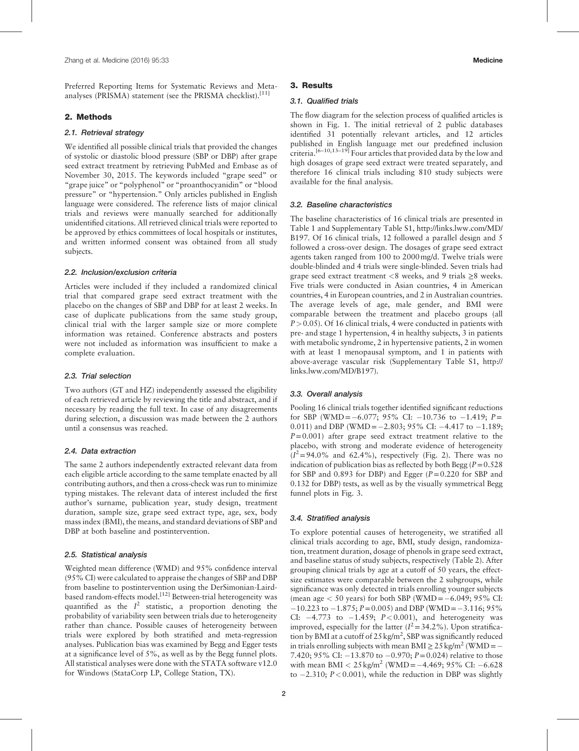Preferred Reporting Items for Systematic Reviews and Meta-analyses (PRISMA) statement (see the PRISMA checklist).[11]

## 2. Methods

### 2.1. Retrieval strategy

We identified all possible clinical trials that provided the changes of systolic or diastolic blood pressure (SBP or DBP) after grape seed extract treatment by retrieving PubMed and Embase as of November 30, 2015. The keywords included "grape seed" or "grape juice" or "polyphenol" or "proanthocyanidin" or "blood pressure" or "hypertension." Only articles published in English language were considered. The reference lists of major clinical trials and reviews were manually searched for additionally unidentified citations. All retrieved clinical trials were reported to be approved by ethics committees of local hospitals or institutes, and written informed consent was obtained from all study subjects.

### 2.2. Inclusion/exclusion criteria

Articles were included if they included a randomized clinical trial that compared grape seed extract treatment with the placebo on the changes of SBP and DBP for at least 2 weeks. In case of duplicate publications from the same study group, clinical trial with the larger sample size or more complete information was retained. Conference abstracts and posters were not included as information was insufficient to make a complete evaluation.

### 2.3. Trial selection

Two authors (GT and HZ) independently assessed the eligibility of each retrieved article by reviewing the title and abstract, and if necessary by reading the full text. In case of any disagreements during selection, a discussion was made between the 2 authors until a consensus was reached.

### 2.4. Data extraction

The same 2 authors independently extracted relevant data from each eligible article according to the same template enacted by all contributing authors, and then a cross-check was run to minimize typing mistakes. The relevant data of interest included the first author's surname, publication year, study design, treatment duration, sample size, grape seed extract type, age, sex, body mass index (BMI), the means, and standard deviations of SBP and DBP at both baseline and postintervention.

### 2.5. Statistical analysis

Weighted mean difference (WMD) and 95% confidence interval (95% CI) were calculated to appraise the changes of SBP and DBP from baseline to postintervention using the DerSimonian-Laird-based random-effects model.[12] Between-trial heterogeneity was quantified as the $I^2$ statistic, a proportion denoting the probability of variability seen between trials due to heterogeneity rather than chance. Possible causes of heterogeneity between trials were explored by both stratified and meta-regression analyses. Publication bias was examined by Begg and Egger tests at a significance level of 5%, as well as by the Begg funnel plots. All statistical analyses were done with the STATA software v12.0 for Windows (StataCorp LP, College Station, TX).

## 3. Results

### 3.1. Qualified trials

The flow diagram for the selection process of qualified articles is shown in Fig. 1. The initial retrieval of 2 public databases identified 31 potentially relevant articles, and 12 articles published in English language met our predefined inclusion criteria.[6–10,13–19] Four articles that provided data by the low and high dosages of grape seed extract were treated separately, and therefore 16 clinical trials including 810 study subjects were available for the final analysis.

### 3.2. Baseline characteristics

The baseline characteristics of 16 clinical trials are presented in Table 1 and Supplementary Table S1, http://links.lww.com/MD/B197. Of 16 clinical trials, 12 followed a parallel design and 5 followed a cross-over design. The dosages of grape seed extract agents taken ranged from 100 to 2000 mg/d. Twelve trials were double-blinded and 4 trials were single-blinded. Seven trials had grape seed extract treatment <8 weeks, and 9 trials ≥8 weeks. Five trials were conducted in Asian countries, 4 in American countries, 4 in European countries, and 2 in Australian countries. The average levels of age, male gender, and BMI were comparable between the treatment and placebo groups (all $P > 0.05$). Of 16 clinical trials, 4 were conducted in patients with pre- and stage 1 hypertension, 4 in healthy subjects, 3 in patients with metabolic syndrome, 2 in hypertensive patients, 2 in women with at least 1 menopausal symptom, and 1 in patients with above-average vascular risk (Supplementary Table S1, http://links.lww.com/MD/B197).

### 3.3. Overall analysis

Pooling 16 clinical trials together identified significant reductions for SBP (WMD = −6.077; 95% CI: −10.736 to −1.419; $P = 0.011$) and DBP (WMD = −2.803; 95% CI: −4.417 to −1.189; $P = 0.001$) after grape seed extract treatment relative to the placebo, with strong and moderate evidence of heterogeneity ($I^2 = 94.0\%$ and 62.4%), respectively (Fig. 2). There was no indication of publication bias as reflected by both Begg ($P = 0.528$ for SBP and 0.893 for DBP) and Egger ($P = 0.220$ for SBP and 0.132 for DBP) tests, as well as by the visually symmetrical Begg funnel plots in Fig. 3.

### 3.4. Stratified analysis

To explore potential causes of heterogeneity, we stratified all clinical trials according to age, BMI, study design, randomization, treatment duration, dosage of phenols in grape seed extract, and baseline status of study subjects, respectively (Table 2). After grouping clinical trials by age at a cutoff of 50 years, the effect-size estimates were comparable between the 2 subgroups, while significance was only detected in trials enrolling younger subjects (mean age < 50 years) for both SBP (WMD = −6.049; 95% CI: −10.223 to −1.875; $P = 0.005$) and DBP (WMD = −3.116; 95% CI: −4.773 to −1.459; $P < 0.001$), and heterogeneity was improved, especially for the latter ($I^2 = 34.2\%$). Upon stratification by BMI at a cutoff of 25 kg/m$^2$, SBP was significantly reduced in trials enrolling subjects with mean BMI ≥ 25 kg/m$^2$ (WMD = −7.420; 95% CI: −13.870 to −0.970; $P = 0.024$) relative to those with mean BMI < 25 kg/m$^2$ (WMD = −4.469; 95% CI: −6.628 to −2.310; $P < 0.001$), while the reduction in DBP was slightly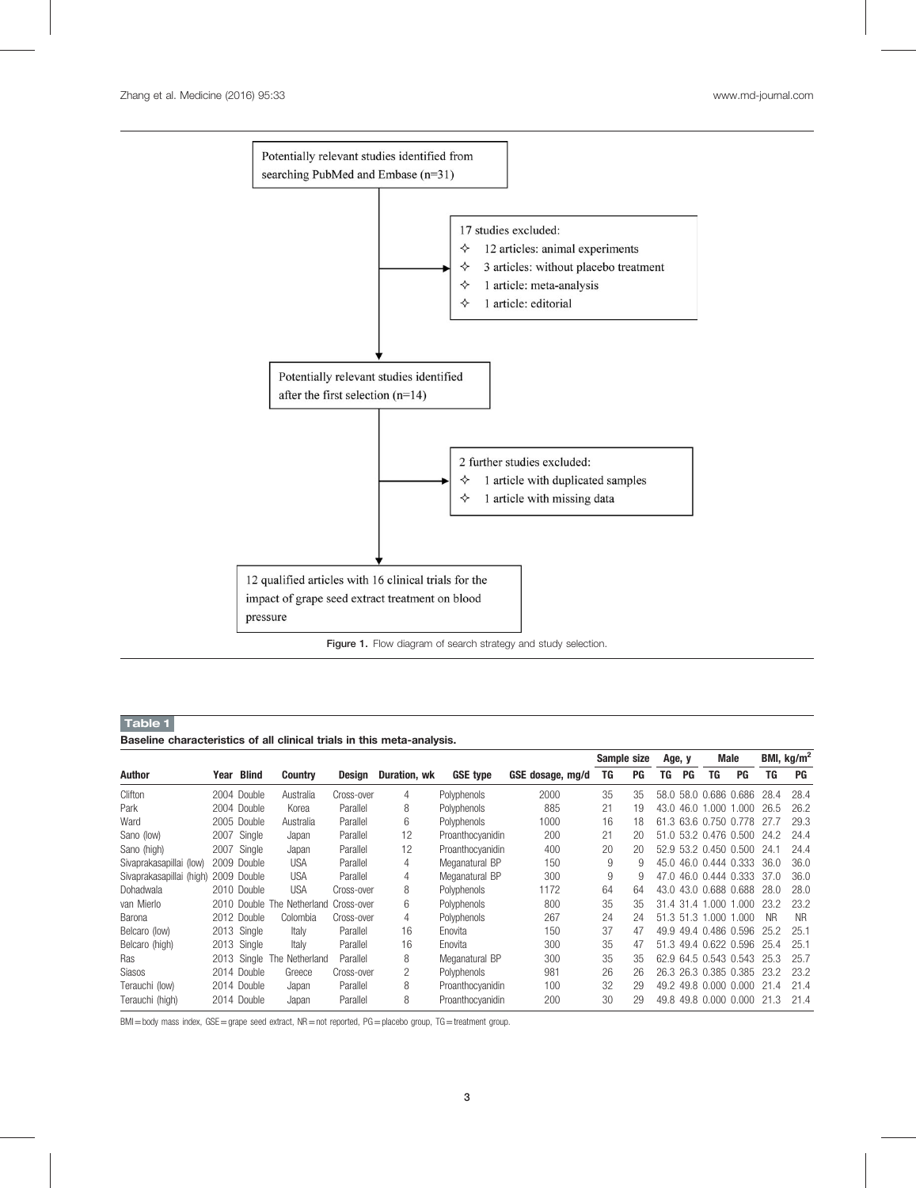Potentially relevant studies identified from searching PubMed and Embase (n=31)

17 studies excluded:
- 12 articles: animal experiments
- 3 articles: without placebo treatment
- 1 article: meta-analysis
- 1 article: editorial

Potentially relevant studies identified after the first selection (n=14)

2 further studies excluded:
- 1 article with duplicated samples
- 1 article with missing data

12 qualified articles with 16 clinical trials for the impact of grape seed extract treatment on blood pressure

**Figure 1.** Flow diagram of search strategy and study selection.

**Table 1**

**Baseline characteristics of all clinical trials in this meta-analysis.**

| Author | Year | Blind | Country | Design | Duration, wk | GSE type | GSE dosage, mg/d | Sample size | | Age, y | | Male | | BMI, kg/m$^2$ | |
|---|---|---|---|---|---|---|---|---|---|---|---|---|---|---|---|
| | | | | | | | | TG | PG | TG | PG | TG | PG | TG | PG |
| Clifton | 2004 | Double | Australia | Cross-over | 4 | Polyphenols | 2000 | 35 | 35 | 58.0 | 58.0 | 0.686 | 0.686 | 28.4 | 28.4 |
| Park | 2004 | Double | Korea | Parallel | 8 | Polyphenols | 885 | 21 | 19 | 43.0 | 46.0 | 1.000 | 1.000 | 26.5 | 26.2 |
| Ward | 2005 | Double | Australia | Parallel | 6 | Polyphenols | 1000 | 16 | 18 | 61.3 | 63.6 | 0.750 | 0.778 | 27.7 | 29.3 |
| Sano (low) | 2007 | Single | Japan | Parallel | 12 | Proanthocyanidin | 200 | 21 | 20 | 51.0 | 53.2 | 0.476 | 0.500 | 24.2 | 24.4 |
| Sano (high) | 2007 | Single | Japan | Parallel | 12 | Proanthocyanidin | 400 | 20 | 20 | 52.9 | 53.2 | 0.450 | 0.500 | 24.1 | 24.4 |
| Sivaprakasapillai (low) | 2009 | Double | USA | Parallel | 4 | Meganatural BP | 150 | 9 | 9 | 45.0 | 46.0 | 0.444 | 0.333 | 36.0 | 36.0 |
| Sivaprakasapillai (high) | 2009 | Double | USA | Parallel | 4 | Meganatural BP | 300 | 9 | 9 | 47.0 | 46.0 | 0.444 | 0.333 | 37.0 | 36.0 |
| Dohadwala | 2010 | Double | USA | Cross-over | 8 | Polyphenols | 1172 | 64 | 64 | 43.0 | 43.0 | 0.688 | 0.688 | 28.0 | 28.0 |
| van Mierlo | 2010 | Double | The Netherland | Cross-over | 6 | Polyphenols | 800 | 35 | 35 | 31.4 | 31.4 | 1.000 | 1.000 | 23.2 | 23.2 |
| Barona | 2012 | Double | Colombia | Cross-over | 4 | Polyphenols | 267 | 24 | 24 | 51.3 | 51.3 | 1.000 | 1.000 | NR | NR |
| Belcaro (low) | 2013 | Single | Italy | Parallel | 16 | Enovita | 150 | 37 | 47 | 49.9 | 49.4 | 0.486 | 0.596 | 25.2 | 25.1 |
| Belcaro (high) | 2013 | Single | Italy | Parallel | 16 | Enovita | 300 | 35 | 47 | 51.3 | 49.4 | 0.622 | 0.596 | 25.4 | 25.1 |
| Ras | 2013 | Single | The Netherland | Parallel | 8 | Meganatural BP | 300 | 35 | 35 | 62.9 | 64.5 | 0.543 | 0.543 | 25.3 | 25.7 |
| Siasos | 2014 | Double | Greece | Cross-over | 2 | Polyphenols | 981 | 26 | 26 | 26.3 | 26.3 | 0.385 | 0.385 | 23.2 | 23.2 |
| Terauchi (low) | 2014 | Double | Japan | Parallel | 8 | Proanthocyanidin | 100 | 32 | 29 | 49.2 | 49.8 | 0.000 | 0.000 | 21.4 | 21.4 |
| Terauchi (high) | 2014 | Double | Japan | Parallel | 8 | Proanthocyanidin | 200 | 30 | 29 | 49.8 | 49.8 | 0.000 | 0.000 | 21.3 | 21.4 |

BMI = body mass index, GSE = grape seed extract, NR = not reported, PG = placebo group, TG = treatment group.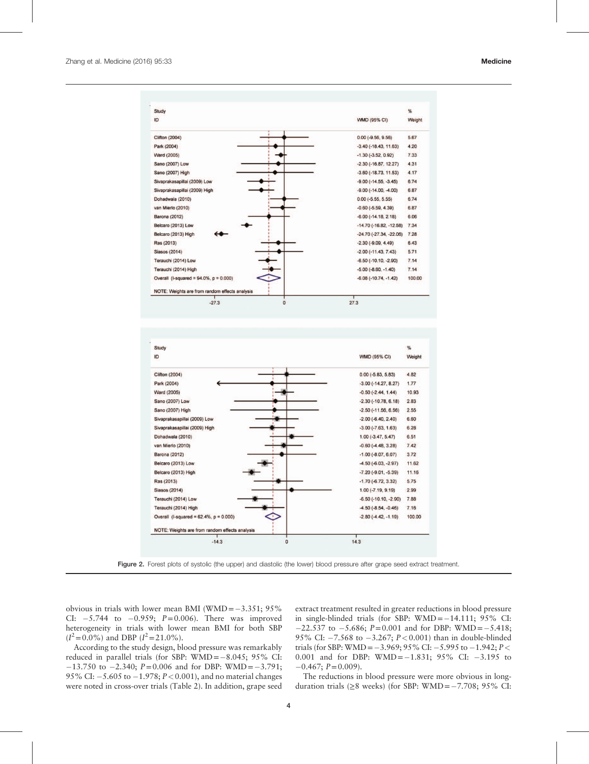| Study ID | WMD (95% CI) | % Weight |
|---|---|---|
| Clifton (2004) | 0.00 (-9.56, 9.56) | 5.67 |
| Park (2004) | -3.40 (-18.43, 11.63) | 4.20 |
| Ward (2005) | -1.30 (-3.52, 0.92) | 7.33 |
| Sano (2007) Low | -2.30 (-16.87, 12.27) | 4.31 |
| Sano (2007) High | -3.60 (-18.73, 11.53) | 4.17 |
| Sivaprakasapillai (2009) Low | -9.00 (-14.55, -3.45) | 6.74 |
| Sivaprakasapillai (2009) High | -9.00 (-14.00, -4.00) | 6.87 |
| Dohadwala (2010) | 0.00 (-5.55, 5.55) | 6.74 |
| van Mierlo (2010) | -0.60 (-5.59, 4.39) | 6.87 |
| Barona (2012) | -6.00 (-14.18, 2.18) | 6.06 |
| Belcaro (2013) Low | -14.70 (-16.82, -12.58) | 7.34 |
| Belcaro (2013) High | -24.70 (-27.34, -22.06) | 7.28 |
| Ras (2013) | -2.30 (-9.09, 4.49) | 6.43 |
| Siasos (2014) | -2.00 (-11.43, 7.43) | 5.71 |
| Terauchi (2014) Low | -6.50 (-10.10, -2.90) | 7.14 |
| Terauchi (2014) High | -5.00 (-8.60, -1.40) | 7.14 |
| Overall (I-squared = 94.0%, p = 0.000) | -6.08 (-10.74, -1.42) | 100.00 |

NOTE: Weights are from random effects analysis

| Study ID | WMD (95% CI) | % Weight |
|---|---|---|
| Clifton (2004) | 0.00 (-5.83, 5.83) | 4.82 |
| Park (2004) | -3.00 (-14.27, 8.27) | 1.77 |
| Ward (2005) | -0.50 (-2.44, 1.44) | 10.93 |
| Sano (2007) Low | -2.30 (-10.78, 6.18) | 2.83 |
| Sano (2007) High | -2.50 (-11.56, 6.56) | 2.55 |
| Sivaprakasapillai (2009) Low | -2.00 (-6.40, 2.40) | 6.60 |
| Sivaprakasapillai (2009) High | -3.00 (-7.63, 1.63) | 6.28 |
| Dohadwala (2010) | 1.00 (-3.47, 5.47) | 6.51 |
| van Mierlo (2010) | -0.60 (-4.48, 3.28) | 7.42 |
| Barona (2012) | -1.00 (-8.07, 6.07) | 3.72 |
| Belcaro (2013) Low | -4.50 (-6.03, -2.97) | 11.62 |
| Belcaro (2013) High | -7.20 (-9.01, -5.39) | 11.16 |
| Ras (2013) | -1.70 (-6.72, 3.32) | 5.75 |
| Siasos (2014) | 1.00 (-7.19, 9.19) | 2.99 |
| Terauchi (2014) Low | -6.50 (-10.10, -2.90) | 7.88 |
| Terauchi (2014) High | -4.50 (-8.54, -0.46) | 7.16 |
| Overall (I-squared = 62.4%, p = 0.000) | -2.80 (-4.42, -1.19) | 100.00 |

NOTE: Weights are from random effects analysis

**Figure 2.** Forest plots of systolic (the upper) and diastolic (the lower) blood pressure after grape seed extract treatment.

obvious in trials with lower mean BMI (WMD = −3.351; 95% CI: −5.744 to −0.959; $P = 0.006$). There was improved heterogeneity in trials with lower mean BMI for both SBP ($I^2 = 0.0\%$) and DBP ($I^2 = 21.0\%$).

According to the study design, blood pressure was remarkably reduced in parallel trials (for SBP: WMD = −8.045; 95% CI: −13.750 to −2.340; $P = 0.006$ and for DBP: WMD = −3.791; 95% CI: −5.605 to −1.978; $P < 0.001$), and no material changes were noted in cross-over trials (Table 2). In addition, grape seed extract treatment resulted in greater reductions in blood pressure in single-blinded trials (for SBP: WMD = −14.111; 95% CI: −22.537 to −5.686; $P = 0.001$ and for DBP: WMD = −5.418; 95% CI: −7.568 to −3.267; $P < 0.001$) than in double-blinded trials (for SBP: WMD = −3.969; 95% CI: −5.995 to −1.942; $P < 0.001$ and for DBP: WMD = −1.831; 95% CI: −3.195 to −0.467; $P = 0.009$).

The reductions in blood pressure were more obvious in long-duration trials (≥8 weeks) (for SBP: WMD = −7.708; 95% CI: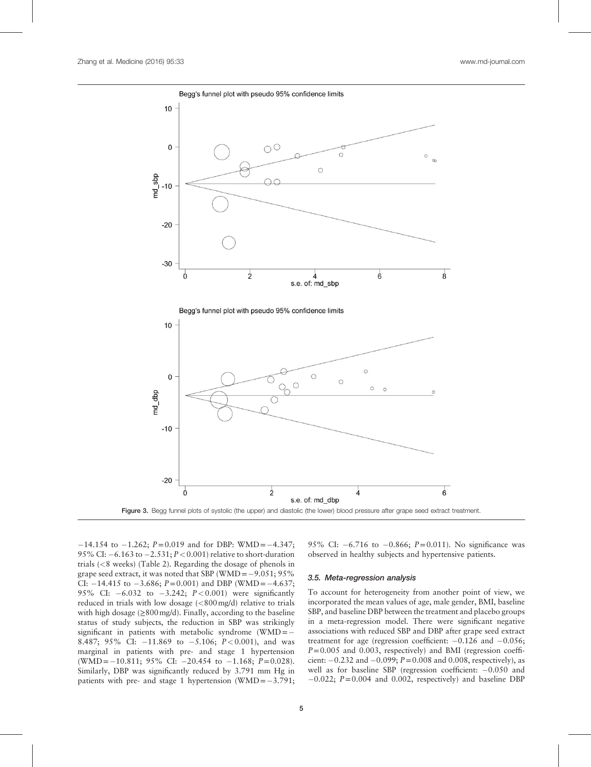Figure 3. Begg funnel plots of systolic (the upper) and diastolic (the lower) blood pressure after grape seed extract treatment.

−14.154 to −1.262; $P=0.019$ and for DBP: WMD = −4.347; 95% CI: −6.163 to −2.531; $P<0.001$) relative to short-duration trials (<8 weeks) (Table 2). Regarding the dosage of phenols in grape seed extract, it was noted that SBP (WMD = −9.051; 95% CI: −14.415 to −3.686; $P=0.001$) and DBP (WMD = −4.637; 95% CI: −6.032 to −3.242; $P<0.001$) were significantly reduced in trials with low dosage (<800 mg/d) relative to trials with high dosage (≥800 mg/d). Finally, according to the baseline status of study subjects, the reduction in SBP was strikingly significant in patients with metabolic syndrome (WMD = −8.487; 95% CI: −11.869 to −5.106; $P<0.001$), and was marginal in patients with pre- and stage 1 hypertension (WMD = −10.811; 95% CI: −20.454 to −1.168; $P=0.028$). Similarly, DBP was significantly reduced by 3.791 mm Hg in patients with pre- and stage 1 hypertension (WMD = −3.791; 95% CI: −6.716 to −0.866; $P=0.011$). No significance was observed in healthy subjects and hypertensive patients.

### 3.5. Meta-regression analysis

To account for heterogeneity from another point of view, we incorporated the mean values of age, male gender, BMI, baseline SBP, and baseline DBP between the treatment and placebo groups in a meta-regression model. There were significant negative associations with reduced SBP and DBP after grape seed extract treatment for age (regression coefficient: −0.126 and −0.056; $P=0.005$ and 0.003, respectively) and BMI (regression coefficient: −0.232 and −0.099; $P=0.008$ and 0.008, respectively), as well as for baseline SBP (regression coefficient: −0.050 and −0.022; $P=0.004$ and 0.002, respectively) and baseline DBP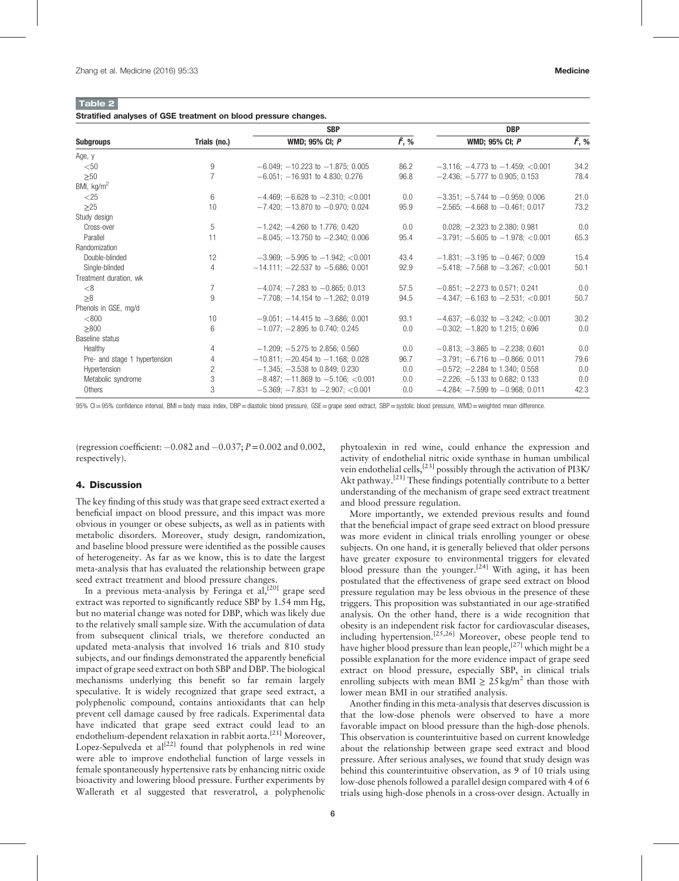**Table 2**

**Stratified analyses of GSE treatment on blood pressure changes.**

| Subgroups | Trials (no.) | SBP | | DBP | |
|---|---|---|---|---|---|
| | | WMD; 95% CI; *P* | $I^2$, % | WMD; 95% CI; *P* | $I^2$, % |
| Age, y | | | | | |
| <50 | 9 | −6.049; −10.223 to −1.875; 0.005 | 86.2 | −3.116; −4.773 to −1.459; <0.001 | 34.2 |
| ≥50 | 7 | −6.051; −16.931 to 4.830; 0.276 | 96.8 | −2.436; −5.777 to 0.905; 0.153 | 78.4 |
| BMI, kg/m$^2$ | | | | | |
| <25 | 6 | −4.469; −6.628 to −2.310; <0.001 | 0.0 | −3.351; −5.744 to −0.959; 0.006 | 21.0 |
| ≥25 | 10 | −7.420; −13.870 to −0.970; 0.024 | 95.9 | −2.565; −4.668 to −0.461; 0.017 | 73.2 |
| Study design | | | | | |
| Cross-over | 5 | −1.242; −4.260 to 1.776; 0.420 | 0.0 | 0.028; −2.323 to 2.380; 0.981 | 0.0 |
| Parallel | 11 | −8.045; −13.750 to −2.340; 0.006 | 95.4 | −3.791; −5.605 to −1.978; <0.001 | 65.3 |
| Randomization | | | | | |
| Double-blinded | 12 | −3.969; −5.995 to −1.942; <0.001 | 43.4 | −1.831; −3.195 to −0.467; 0.009 | 15.4 |
| Single-blinded | 4 | −14.111; −22.537 to −5.686; 0.001 | 92.9 | −5.418; −7.568 to −3.267; <0.001 | 50.1 |
| Treatment duration, wk | | | | | |
| <8 | 7 | −4.074; −7.283 to −0.865; 0.013 | 57.5 | −0.851; −2.273 to 0.571; 0.241 | 0.0 |
| ≥8 | 9 | −7.708; −14.154 to −1.262; 0.019 | 94.5 | −4.347; −6.163 to −2.531; <0.001 | 50.7 |
| Phenols in GSE, mg/d | | | | | |
| <800 | 10 | −9.051; −14.415 to −3.686; 0.001 | 93.1 | −4.637; −6.032 to −3.242; <0.001 | 30.2 |
| ≥800 | 6 | −1.077; −2.895 to 0.740; 0.245 | 0.0 | −0.302; −1.820 to 1.215; 0.696 | 0.0 |
| Baseline status | | | | | |
| Healthy | 4 | −1.209; −5.275 to 2.856; 0.560 | 0.0 | −0.813; −3.865 to −2.238; 0.601 | 0.0 |
| Pre- and stage 1 hypertension | 4 | −10.811; −20.454 to −1.168; 0.028 | 96.7 | −3.791; −6.716 to −0.866; 0.011 | 79.6 |
| Hypertension | 2 | −1.345; −3.538 to 0.849; 0.230 | 0.0 | −0.572; −2.284 to 1.340; 0.558 | 0.0 |
| Metabolic syndrome | 3 | −8.487; −11.869 to −5.106; <0.001 | 0.0 | −2.226; −5.133 to 0.682; 0.133 | 0.0 |
| Others | 3 | −5.369; −7.831 to −2.907; <0.001 | 0.0 | −4.284; −7.599 to −0.968; 0.011 | 42.3 |

95% CI = 95% confidence interval, BMI = body mass index, DBP = diastolic blood pressure, GSE = grape seed extract, SBP = systolic blood pressure, WMD = weighted mean difference.

(regression coefficient: −0.082 and −0.037; $P$ = 0.002 and 0.002, respectively).

## 4. Discussion

The key finding of this study was that grape seed extract exerted a beneficial impact on blood pressure, and this impact was more obvious in younger or obese subjects, as well as in patients with metabolic disorders. Moreover, study design, randomization, and baseline blood pressure were identified as the possible causes of heterogeneity. As far as we know, this is to date the largest meta-analysis that has evaluated the relationship between grape seed extract treatment and blood pressure changes.

In a previous meta-analysis by Feringa et al,[20] grape seed extract was reported to significantly reduce SBP by 1.54 mm Hg, but no material change was noted for DBP, which was likely due to the relatively small sample size. With the accumulation of data from subsequent clinical trials, we therefore conducted an updated meta-analysis that involved 16 trials and 810 study subjects, and our findings demonstrated the apparently beneficial impact of grape seed extract on both SBP and DBP. The biological mechanisms underlying this benefit so far remain largely speculative. It is widely recognized that grape seed extract, a polyphenolic compound, contains antioxidants that can help prevent cell damage caused by free radicals. Experimental data have indicated that grape seed extract could lead to an endothelium-dependent relaxation in rabbit aorta.[21] Moreover, Lopez-Sepulveda et al[22] found that polyphenols in red wine were able to improve endothelial function of large vessels in female spontaneously hypertensive rats by enhancing nitric oxide bioactivity and lowering blood pressure. Further experiments by Wallerath et al suggested that resveratrol, a polyphenolic phytoalexin in red wine, could enhance the expression and activity of endothelial nitric oxide synthase in human umbilical vein endothelial cells,[23] possibly through the activation of PI3K/Akt pathway.[21] These findings potentially contribute to a better understanding of the mechanism of grape seed extract treatment and blood pressure regulation.

More importantly, we extended previous results and found that the beneficial impact of grape seed extract on blood pressure was more evident in clinical trials enrolling younger or obese subjects. On one hand, it is generally believed that older persons have greater exposure to environmental triggers for elevated blood pressure than the younger.[24] With aging, it has been postulated that the effectiveness of grape seed extract on blood pressure regulation may be less obvious in the presence of these triggers. This proposition was substantiated in our age-stratified analysis. On the other hand, there is a wide recognition that obesity is an independent risk factor for cardiovascular diseases, including hypertension.[25,26] Moreover, obese people tend to have higher blood pressure than lean people,[27] which might be a possible explanation for the more evidence impact of grape seed extract on blood pressure, especially SBP, in clinical trials enrolling subjects with mean BMI ≥ 25 kg/m$^2$ than those with lower mean BMI in our stratified analysis.

Another finding in this meta-analysis that deserves discussion is that the low-dose phenols were observed to have a more favorable impact on blood pressure than the high-dose phenols. This observation is counterintuitive based on current knowledge about the relationship between grape seed extract and blood pressure. After serious analyses, we found that study design was behind this counterintuitive observation, as 9 of 10 trials using low-dose phenols followed a parallel design compared with 4 of 6 trials using high-dose phenols in a cross-over design. Actually in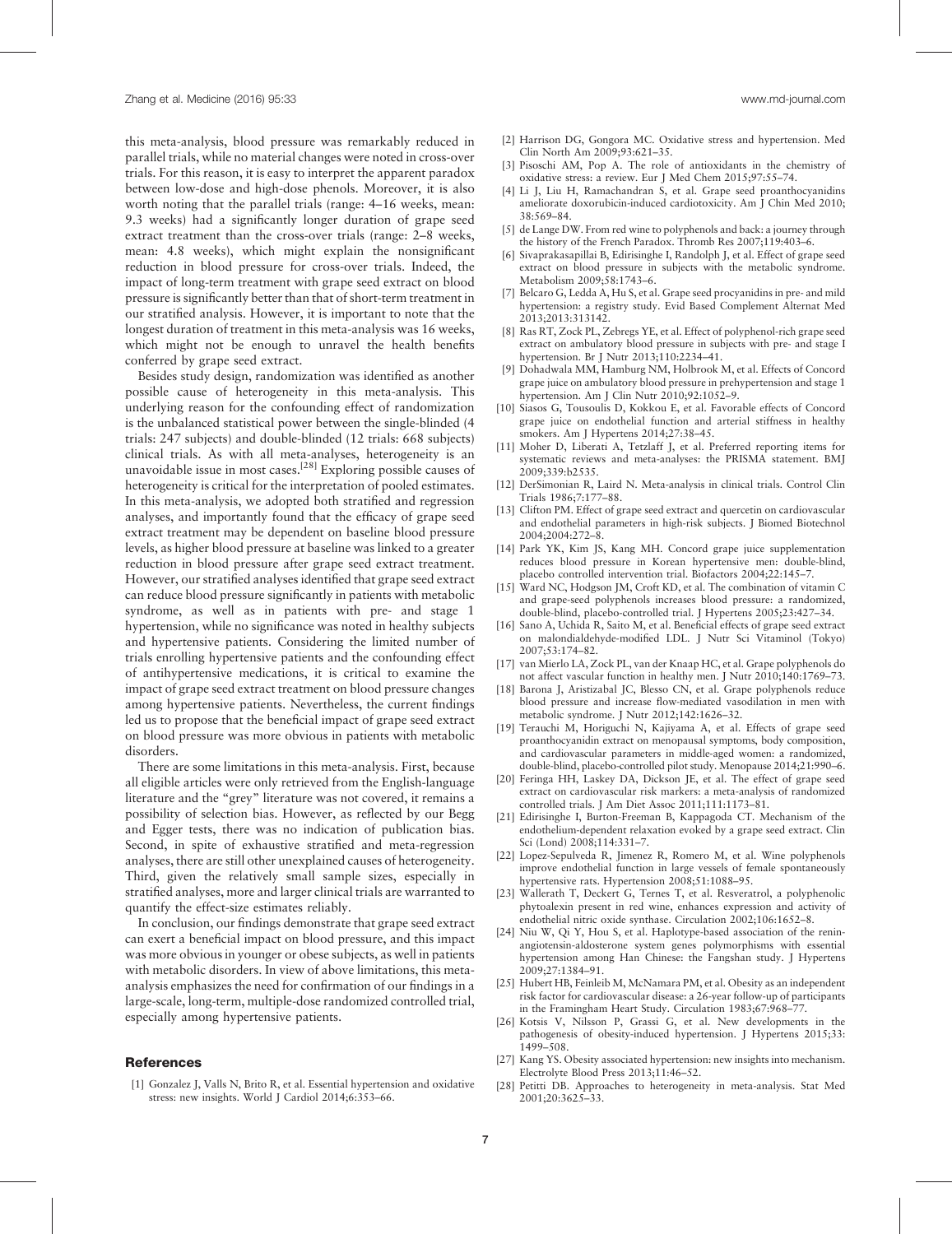this meta-analysis, blood pressure was remarkably reduced in parallel trials, while no material changes were noted in cross-over trials. For this reason, it is easy to interpret the apparent paradox between low-dose and high-dose phenols. Moreover, it is also worth noting that the parallel trials (range: 4–16 weeks, mean: 9.3 weeks) had a significantly longer duration of grape seed extract treatment than the cross-over trials (range: 2–8 weeks, mean: 4.8 weeks), which might explain the nonsignificant reduction in blood pressure for cross-over trials. Indeed, the impact of long-term treatment with grape seed extract on blood pressure is significantly better than that of short-term treatment in our stratified analysis. However, it is important to note that the longest duration of treatment in this meta-analysis was 16 weeks, which might not be enough to unravel the health benefits conferred by grape seed extract.

Besides study design, randomization was identified as another possible cause of heterogeneity in this meta-analysis. This underlying reason for the confounding effect of randomization is the unbalanced statistical power between the single-blinded (4 trials: 247 subjects) and double-blinded (12 trials: 668 subjects) clinical trials. As with all meta-analyses, heterogeneity is an unavoidable issue in most cases.[28] Exploring possible causes of heterogeneity is critical for the interpretation of pooled estimates. In this meta-analysis, we adopted both stratified and regression analyses, and importantly found that the efficacy of grape seed extract treatment may be dependent on baseline blood pressure levels, as higher blood pressure at baseline was linked to a greater reduction in blood pressure after grape seed extract treatment. However, our stratified analyses identified that grape seed extract can reduce blood pressure significantly in patients with metabolic syndrome, as well as in patients with pre- and stage 1 hypertension, while no significance was noted in healthy subjects and hypertensive patients. Considering the limited number of trials enrolling hypertensive patients and the confounding effect of antihypertensive medications, it is critical to examine the impact of grape seed extract treatment on blood pressure changes among hypertensive patients. Nevertheless, the current findings led us to propose that the beneficial impact of grape seed extract on blood pressure was more obvious in patients with metabolic disorders.

There are some limitations in this meta-analysis. First, because all eligible articles were only retrieved from the English-language literature and the "grey" literature was not covered, it remains a possibility of selection bias. However, as reflected by our Begg and Egger tests, there was no indication of publication bias. Second, in spite of exhaustive stratified and meta-regression analyses, there are still other unexplained causes of heterogeneity. Third, given the relatively small sample sizes, especially in stratified analyses, more and larger clinical trials are warranted to quantify the effect-size estimates reliably.

In conclusion, our findings demonstrate that grape seed extract can exert a beneficial impact on blood pressure, and this impact was more obvious in younger or obese subjects, as well in patients with metabolic disorders. In view of above limitations, this meta-analysis emphasizes the need for confirmation of our findings in a large-scale, long-term, multiple-dose randomized controlled trial, especially among hypertensive patients.

## References

[1] Gonzalez J, Valls N, Brito R, et al. Essential hypertension and oxidative stress: new insights. World J Cardiol 2014;6:353–66.

[2] Harrison DG, Gongora MC. Oxidative stress and hypertension. Med Clin North Am 2009;93:621–35.

[3] Pisoschi AM, Pop A. The role of antioxidants in the chemistry of oxidative stress: a review. Eur J Med Chem 2015;97:55–74.

[4] Li J, Liu H, Ramachandran S, et al. Grape seed proanthocyanidins ameliorate doxorubicin-induced cardiotoxicity. Am J Chin Med 2010; 38:569–84.

[5] de Lange DW. From red wine to polyphenols and back: a journey through the history of the French Paradox. Thromb Res 2007;119:403–6.

[6] Sivaprakasapillai B, Edirisinghe I, Randolph J, et al. Effect of grape seed extract on blood pressure in subjects with the metabolic syndrome. Metabolism 2009;58:1743–6.

[7] Belcaro G, Ledda A, Hu S, et al. Grape seed procyanidins in pre- and mild hypertension: a registry study. Evid Based Complement Alternat Med 2013;2013:313142.

[8] Ras RT, Zock PL, Zebregs YE, et al. Effect of polyphenol-rich grape seed extract on ambulatory blood pressure in subjects with pre- and stage I hypertension. Br J Nutr 2013;110:2234–41.

[9] Dohadwala MM, Hamburg NM, Holbrook M, et al. Effects of Concord grape juice on ambulatory blood pressure in prehypertension and stage 1 hypertension. Am J Clin Nutr 2010;92:1052–9.

[10] Siasos G, Tousoulis D, Kokkou E, et al. Favorable effects of Concord grape juice on endothelial function and arterial stiffness in healthy smokers. Am J Hypertens 2014;27:38–45.

[11] Moher D, Liberati A, Tetzlaff J, et al. Preferred reporting items for systematic reviews and meta-analyses: the PRISMA statement. BMJ 2009;339:b2535.

[12] DerSimonian R, Laird N. Meta-analysis in clinical trials. Control Clin Trials 1986;7:177–88.

[13] Clifton PM. Effect of grape seed extract and quercetin on cardiovascular and endothelial parameters in high-risk subjects. J Biomed Biotechnol 2004;2004:272–8.

[14] Park YK, Kim JS, Kang MH. Concord grape juice supplementation reduces blood pressure in Korean hypertensive men: double-blind, placebo controlled intervention trial. Biofactors 2004;22:145–7.

[15] Ward NC, Hodgson JM, Croft KD, et al. The combination of vitamin C and grape-seed polyphenols increases blood pressure: a randomized, double-blind, placebo-controlled trial. J Hypertens 2005;23:427–34.

[16] Sano A, Uchida R, Saito M, et al. Beneficial effects of grape seed extract on malondialdehyde-modified LDL. J Nutr Sci Vitaminol (Tokyo) 2007;53:174–82.

[17] van Mierlo LA, Zock PL, van der Knaap HC, et al. Grape polyphenols do not affect vascular function in healthy men. J Nutr 2010;140:1769–73.

[18] Barona J, Aristizabal JC, Blesso CN, et al. Grape polyphenols reduce blood pressure and increase flow-mediated vasodilation in men with metabolic syndrome. J Nutr 2012;142:1626–32.

[19] Terauchi M, Horiguchi N, Kajiyama A, et al. Effects of grape seed proanthocyanidin extract on menopausal symptoms, body composition, and cardiovascular parameters in middle-aged women: a randomized, double-blind, placebo-controlled pilot study. Menopause 2014;21:990–6.

[20] Feringa HH, Laskey DA, Dickson JE, et al. The effect of grape seed extract on cardiovascular risk markers: a meta-analysis of randomized controlled trials. J Am Diet Assoc 2011;111:1173–81.

[21] Edirisinghe I, Burton-Freeman B, Kappagoda CT. Mechanism of the endothelium-dependent relaxation evoked by a grape seed extract. Clin Sci (Lond) 2008;114:331–7.

[22] Lopez-Sepulveda R, Jimenez R, Romero M, et al. Wine polyphenols improve endothelial function in large vessels of female spontaneously hypertensive rats. Hypertension 2008;51:1088–95.

[23] Wallerath T, Deckert G, Ternes T, et al. Resveratrol, a polyphenolic phytoalexin present in red wine, enhances expression and activity of endothelial nitric oxide synthase. Circulation 2002;106:1652–8.

[24] Niu W, Qi Y, Hou S, et al. Haplotype-based association of the renin-angiotensin-aldosterone system genes polymorphisms with essential hypertension among Han Chinese: the Fangshan study. J Hypertens 2009;27:1384–91.

[25] Hubert HB, Feinleib M, McNamara PM, et al. Obesity as an independent risk factor for cardiovascular disease: a 26-year follow-up of participants in the Framingham Heart Study. Circulation 1983;67:968–77.

[26] Kotsis V, Nilsson P, Grassi G, et al. New developments in the pathogenesis of obesity-induced hypertension. J Hypertens 2015;33: 1499–508.

[27] Kang YS. Obesity associated hypertension: new insights into mechanism. Electrolyte Blood Press 2013;11:46–52.

[28] Petitti DB. Approaches to heterogeneity in meta-analysis. Stat Med 2001;20:3625–33.